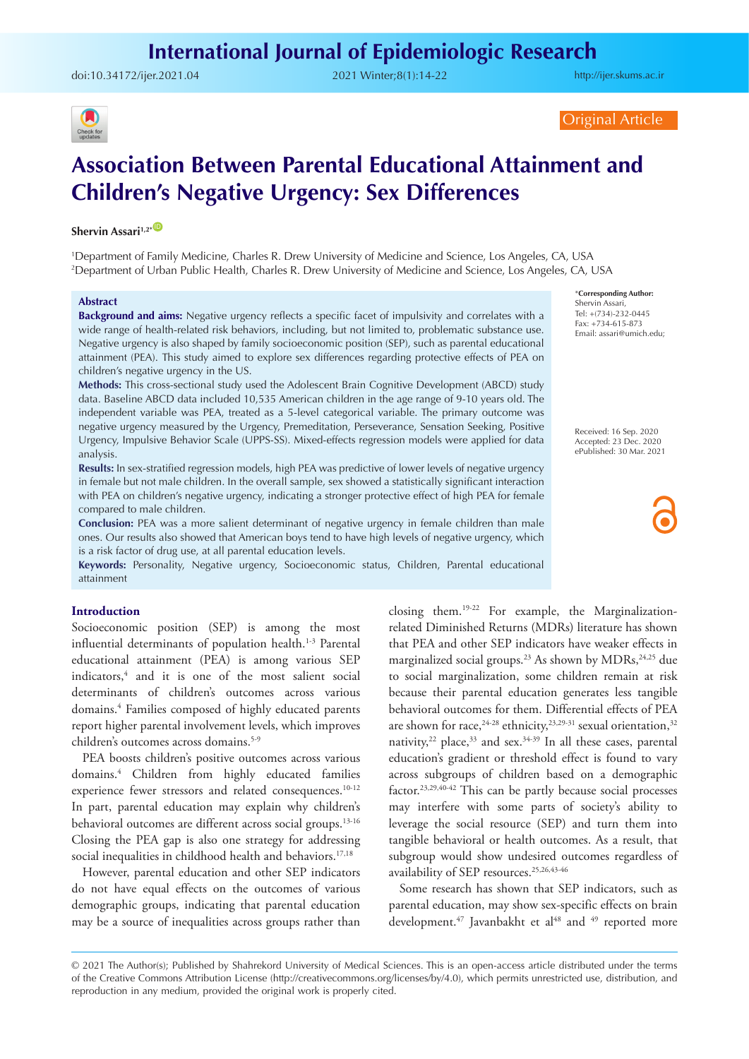Original Article

# Association Between Parental Educational Attainment and Children's Negative Urgency: Sex Differences

**Shervin Assari**[1,2*]

[1]Department of Family Medicine, Charles R. Drew University of Medicine and Science, Los Angeles, CA, USA
[2]Department of Urban Public Health, Charles R. Drew University of Medicine and Science, Los Angeles, CA, USA

\*Corresponding Author: Shervin Assari, Tel: +(734)-232-0445 Fax: +734-615-873 Email: assari@umich.edu;

Received: 16 Sep. 2020
Accepted: 23 Dec. 2020
ePublished: 30 Mar. 2021

## Abstract

**Background and aims:** Negative urgency reflects a specific facet of impulsivity and correlates with a wide range of health-related risk behaviors, including, but not limited to, problematic substance use. Negative urgency is also shaped by family socioeconomic position (SEP), such as parental educational attainment (PEA). This study aimed to explore sex differences regarding protective effects of PEA on children's negative urgency in the US.

**Methods:** This cross-sectional study used the Adolescent Brain Cognitive Development (ABCD) study data. Baseline ABCD data included 10,535 American children in the age range of 9-10 years old. The independent variable was PEA, treated as a 5-level categorical variable. The primary outcome was negative urgency measured by the Urgency, Premeditation, Perseverance, Sensation Seeking, Positive Urgency, Impulsive Behavior Scale (UPPS-SS). Mixed-effects regression models were applied for data analysis.

**Results:** In sex-stratified regression models, high PEA was predictive of lower levels of negative urgency in female but not male children. In the overall sample, sex showed a statistically significant interaction with PEA on children's negative urgency, indicating a stronger protective effect of high PEA for female compared to male children.

**Conclusion:** PEA was a more salient determinant of negative urgency in female children than male ones. Our results also showed that American boys tend to have high levels of negative urgency, which is a risk factor of drug use, at all parental education levels.

**Keywords:** Personality, Negative urgency, Socioeconomic status, Children, Parental educational attainment

## Introduction

Socioeconomic position (SEP) is among the most influential determinants of population health.[1-3] Parental educational attainment (PEA) is among various SEP indicators,[4] and it is one of the most salient social determinants of children's outcomes across various domains.[4] Families composed of highly educated parents report higher parental involvement levels, which improves children's outcomes across domains.[5-9]

PEA boosts children's positive outcomes across various domains.[4] Children from highly educated families experience fewer stressors and related consequences.[10-12] In part, parental education may explain why children's behavioral outcomes are different across social groups.[13-16] Closing the PEA gap is also one strategy for addressing social inequalities in childhood health and behaviors.[17,18]

However, parental education and other SEP indicators do not have equal effects on the outcomes of various demographic groups, indicating that parental education may be a source of inequalities across groups rather than closing them.[19-22] For example, the Marginalization-related Diminished Returns (MDRs) literature has shown that PEA and other SEP indicators have weaker effects in marginalized social groups.[23] As shown by MDRs,[24,25] due to social marginalization, some children remain at risk because their parental education generates less tangible behavioral outcomes for them. Differential effects of PEA are shown for race,[24-28] ethnicity,[23,29-31] sexual orientation,[32] nativity,[22] place,[33] and sex.[34-39] In all these cases, parental education's gradient or threshold effect is found to vary across subgroups of children based on a demographic factor.[23,29,40-42] This can be partly because social processes may interfere with some parts of society's ability to leverage the social resource (SEP) and turn them into tangible behavioral or health outcomes. As a result, that subgroup would show undesired outcomes regardless of availability of SEP resources.[25,26,43-46]

Some research has shown that SEP indicators, such as parental education, may show sex-specific effects on brain development.[47] Javanbakht et al[48] and [49] reported more

© 2021 The Author(s); Published by Shahrekord University of Medical Sciences. This is an open-access article distributed under the terms of the Creative Commons Attribution License (http://creativecommons.org/licenses/by/4.0), which permits unrestricted use, distribution, and reproduction in any medium, provided the original work is properly cited.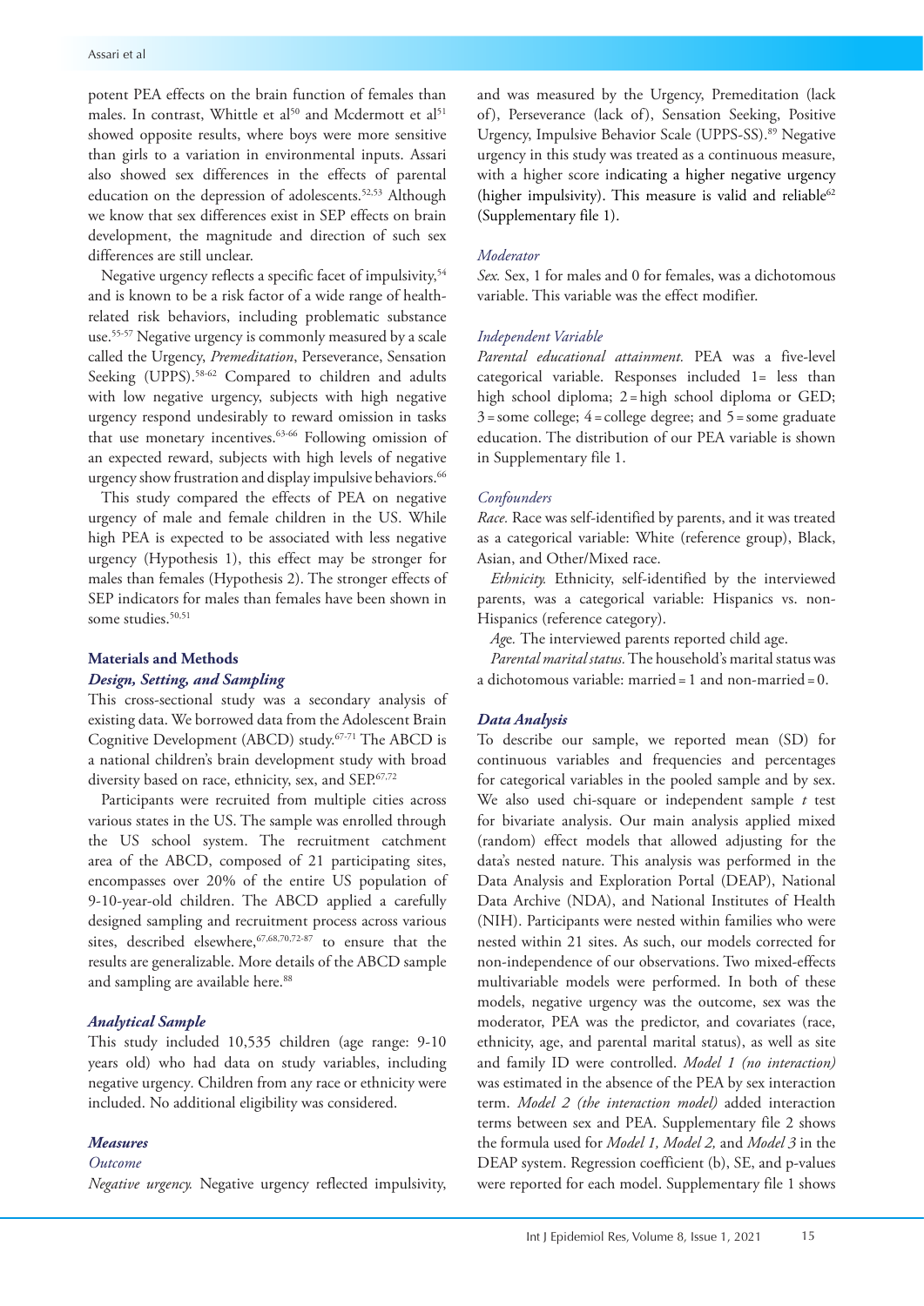potent PEA effects on the brain function of females than males. In contrast, Whittle et al[50] and Mcdermott et al[51] showed opposite results, where boys were more sensitive than girls to a variation in environmental inputs. Assari also showed sex differences in the effects of parental education on the depression of adolescents.[52,53] Although we know that sex differences exist in SEP effects on brain development, the magnitude and direction of such sex differences are still unclear.

Negative urgency reflects a specific facet of impulsivity,[54] and is known to be a risk factor of a wide range of health-related risk behaviors, including problematic substance use.[55-57] Negative urgency is commonly measured by a scale called the Urgency, *Premeditation*, Perseverance, Sensation Seeking (UPPS).[58-62] Compared to children and adults with low negative urgency, subjects with high negative urgency respond undesirably to reward omission in tasks that use monetary incentives.[63-66] Following omission of an expected reward, subjects with high levels of negative urgency show frustration and display impulsive behaviors.[66]

This study compared the effects of PEA on negative urgency of male and female children in the US. While high PEA is expected to be associated with less negative urgency (Hypothesis 1), this effect may be stronger for males than females (Hypothesis 2). The stronger effects of SEP indicators for males than females have been shown in some studies.[50,51]

## Materials and Methods

### Design, Setting, and Sampling

This cross-sectional study was a secondary analysis of existing data. We borrowed data from the Adolescent Brain Cognitive Development (ABCD) study.[67-71] The ABCD is a national children's brain development study with broad diversity based on race, ethnicity, sex, and SEP.[67,72]

Participants were recruited from multiple cities across various states in the US. The sample was enrolled through the US school system. The recruitment catchment area of the ABCD, composed of 21 participating sites, encompasses over 20% of the entire US population of 9-10-year-old children. The ABCD applied a carefully designed sampling and recruitment process across various sites, described elsewhere,[67,68,70,72-87] to ensure that the results are generalizable. More details of the ABCD sample and sampling are available here.[88]

### Analytical Sample

This study included 10,535 children (age range: 9-10 years old) who had data on study variables, including negative urgency. Children from any race or ethnicity were included. No additional eligibility was considered.

### Measures

*Outcome*

*Negative urgency.* Negative urgency reflected impulsivity, and was measured by the Urgency, Premeditation (lack of), Perseverance (lack of), Sensation Seeking, Positive Urgency, Impulsive Behavior Scale (UPPS-SS).[89] Negative urgency in this study was treated as a continuous measure, with a higher score indicating a higher negative urgency (higher impulsivity). This measure is valid and reliable[62] (Supplementary file 1).

*Moderator*

*Sex.* Sex, 1 for males and 0 for females, was a dichotomous variable. This variable was the effect modifier.

*Independent Variable*

*Parental educational attainment.* PEA was a five-level categorical variable. Responses included 1= less than high school diploma; 2 = high school diploma or GED; 3 = some college; 4 = college degree; and 5 = some graduate education. The distribution of our PEA variable is shown in Supplementary file 1.

*Confounders*

*Race.* Race was self-identified by parents, and it was treated as a categorical variable: White (reference group), Black, Asian, and Other/Mixed race.

*Ethnicity.* Ethnicity, self-identified by the interviewed parents, was a categorical variable: Hispanics vs. non-Hispanics (reference category).

*Age.* The interviewed parents reported child age.

*Parental marital status.* The household's marital status was a dichotomous variable: married = 1 and non-married = 0.

### Data Analysis

To describe our sample, we reported mean (SD) for continuous variables and frequencies and percentages for categorical variables in the pooled sample and by sex. We also used chi-square or independent sample *t* test for bivariate analysis. Our main analysis applied mixed (random) effect models that allowed adjusting for the data's nested nature. This analysis was performed in the Data Analysis and Exploration Portal (DEAP), National Data Archive (NDA), and National Institutes of Health (NIH). Participants were nested within families who were nested within 21 sites. As such, our models corrected for non-independence of our observations. Two mixed-effects multivariable models were performed. In both of these models, negative urgency was the outcome, sex was the moderator, PEA was the predictor, and covariates (race, ethnicity, age, and parental marital status), as well as site and family ID were controlled. *Model 1 (no interaction)* was estimated in the absence of the PEA by sex interaction term. *Model 2 (the interaction model)* added interaction terms between sex and PEA. Supplementary file 2 shows the formula used for *Model 1, Model 2,* and *Model 3* in the DEAP system. Regression coefficient (b), SE, and p-values were reported for each model. Supplementary file 1 shows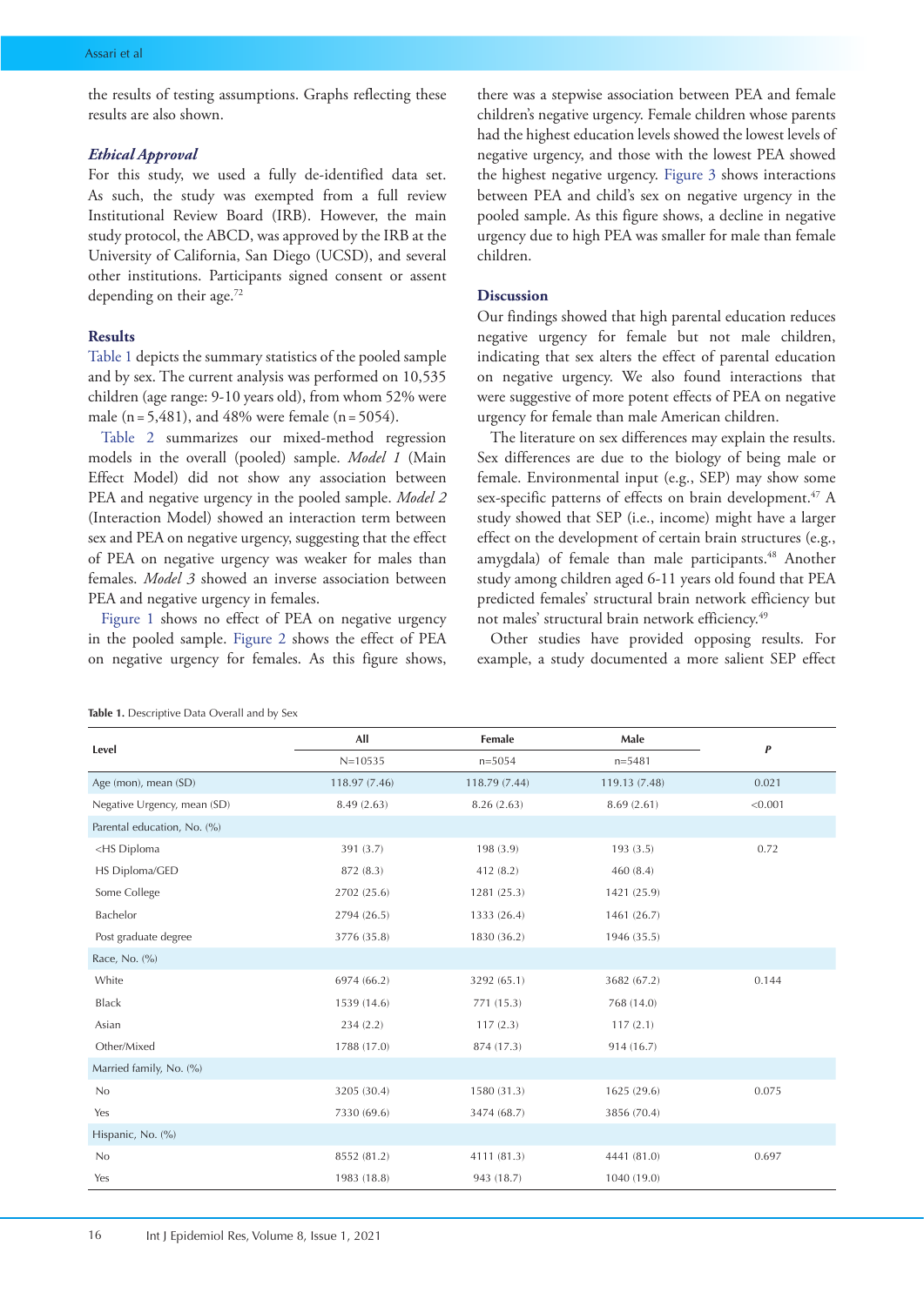the results of testing assumptions. Graphs reflecting these results are also shown.

### *Ethical Approval*

For this study, we used a fully de-identified data set. As such, the study was exempted from a full review Institutional Review Board (IRB). However, the main study protocol, the ABCD, was approved by the IRB at the University of California, San Diego (UCSD), and several other institutions. Participants signed consent or assent depending on their age.[72]

## Results

Table 1 depicts the summary statistics of the pooled sample and by sex. The current analysis was performed on 10,535 children (age range: 9-10 years old), from whom 52% were male (n = 5,481), and 48% were female (n = 5054).

Table 2 summarizes our mixed-method regression models in the overall (pooled) sample. *Model 1* (Main Effect Model) did not show any association between PEA and negative urgency in the pooled sample. *Model 2* (Interaction Model) showed an interaction term between sex and PEA on negative urgency, suggesting that the effect of PEA on negative urgency was weaker for males than females. *Model 3* showed an inverse association between PEA and negative urgency in females.

Figure 1 shows no effect of PEA on negative urgency in the pooled sample. Figure 2 shows the effect of PEA on negative urgency for females. As this figure shows, there was a stepwise association between PEA and female children's negative urgency. Female children whose parents had the highest education levels showed the lowest levels of negative urgency, and those with the lowest PEA showed the highest negative urgency. Figure 3 shows interactions between PEA and child's sex on negative urgency in the pooled sample. As this figure shows, a decline in negative urgency due to high PEA was smaller for male than female children.

## Discussion

Our findings showed that high parental education reduces negative urgency for female but not male children, indicating that sex alters the effect of parental education on negative urgency. We also found interactions that were suggestive of more potent effects of PEA on negative urgency for female than male American children.

The literature on sex differences may explain the results. Sex differences are due to the biology of being male or female. Environmental input (e.g., SEP) may show some sex-specific patterns of effects on brain development.[47] A study showed that SEP (i.e., income) might have a larger effect on the development of certain brain structures (e.g., amygdala) of female than male participants.[48] Another study among children aged 6-11 years old found that PEA predicted females' structural brain network efficiency but not males' structural brain network efficiency.[49]

Other studies have provided opposing results. For example, a study documented a more salient SEP effect

**Table 1.** Descriptive Data Overall and by Sex

| Level | All | Female | Male | *P* |
|---|---|---|---|---|
| | N=10535 | n=5054 | n=5481 | |
| Age (mon), mean (SD) | 118.97 (7.46) | 118.79 (7.44) | 119.13 (7.48) | 0.021 |
| Negative Urgency, mean (SD) | 8.49 (2.63) | 8.26 (2.63) | 8.69 (2.61) | <0.001 |
| Parental education, No. (%) | | | | |
| <HS Diploma | 391 (3.7) | 198 (3.9) | 193 (3.5) | 0.72 |
| HS Diploma/GED | 872 (8.3) | 412 (8.2) | 460 (8.4) | |
| Some College | 2702 (25.6) | 1281 (25.3) | 1421 (25.9) | |
| Bachelor | 2794 (26.5) | 1333 (26.4) | 1461 (26.7) | |
| Post graduate degree | 3776 (35.8) | 1830 (36.2) | 1946 (35.5) | |
| Race, No. (%) | | | | |
| White | 6974 (66.2) | 3292 (65.1) | 3682 (67.2) | 0.144 |
| Black | 1539 (14.6) | 771 (15.3) | 768 (14.0) | |
| Asian | 234 (2.2) | 117 (2.3) | 117 (2.1) | |
| Other/Mixed | 1788 (17.0) | 874 (17.3) | 914 (16.7) | |
| Married family, No. (%) | | | | |
| No | 3205 (30.4) | 1580 (31.3) | 1625 (29.6) | 0.075 |
| Yes | 7330 (69.6) | 3474 (68.7) | 3856 (70.4) | |
| Hispanic, No. (%) | | | | |
| No | 8552 (81.2) | 4111 (81.3) | 4441 (81.0) | 0.697 |
| Yes | 1983 (18.8) | 943 (18.7) | 1040 (19.0) | |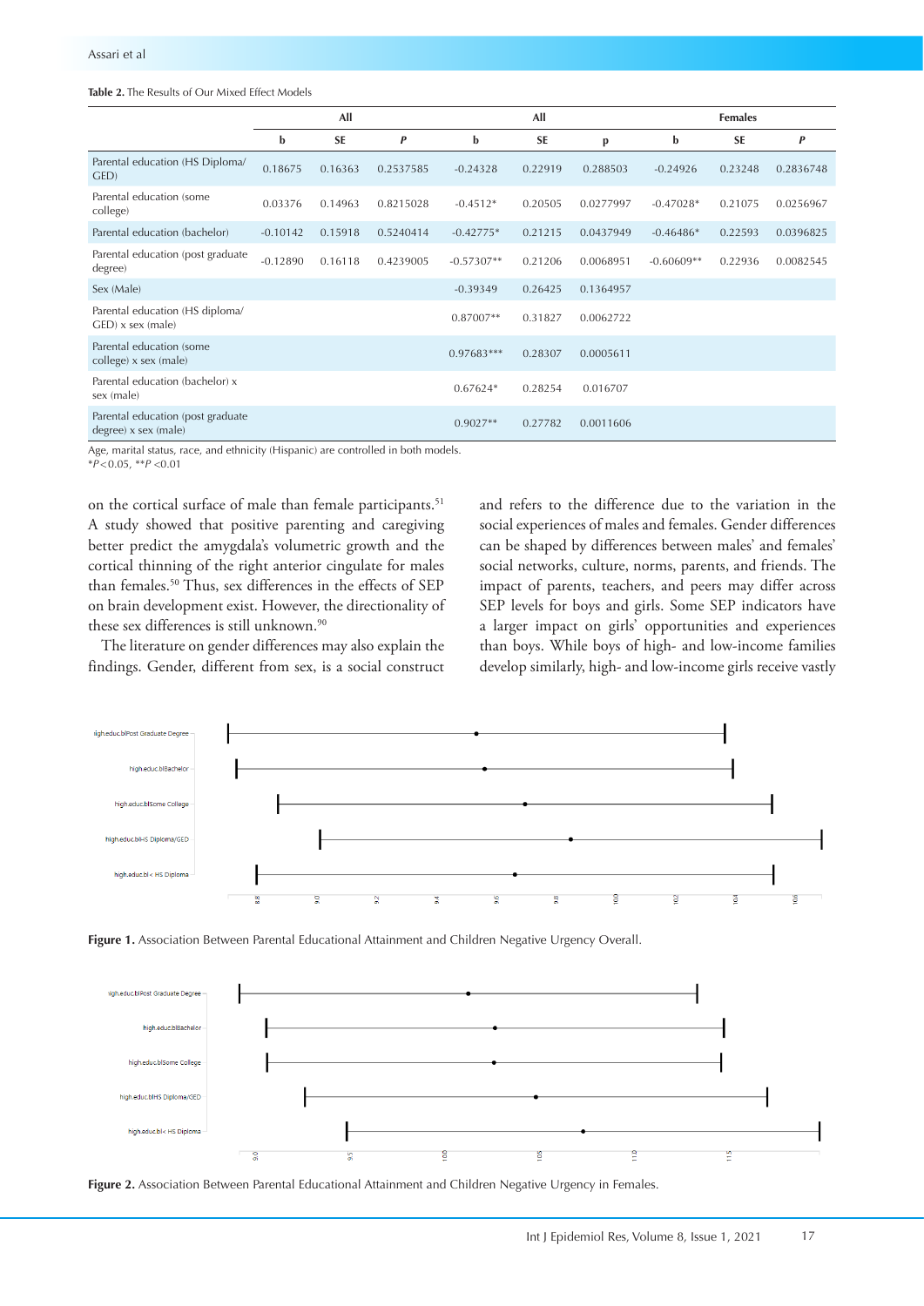**Table 2.** The Results of Our Mixed Effect Models

| | All | | | All | | | Females | | |
|---|---|---|---|---|---|---|---|---|---|
| | b | SE | *P* | b | SE | p | b | SE | *P* |
| Parental education (HS Diploma/ GED) | 0.18675 | 0.16363 | 0.2537585 | -0.24328 | 0.22919 | 0.288503 | -0.24926 | 0.23248 | 0.2836748 |
| Parental education (some college) | 0.03376 | 0.14963 | 0.8215028 | -0.4512* | 0.20505 | 0.0277997 | -0.47028* | 0.21075 | 0.0256967 |
| Parental education (bachelor) | -0.10142 | 0.15918 | 0.5240414 | -0.42775* | 0.21215 | 0.0437949 | -0.46486* | 0.22593 | 0.0396825 |
| Parental education (post graduate degree) | -0.12890 | 0.16118 | 0.4239005 | -0.57307** | 0.21206 | 0.0068951 | -0.60609** | 0.22936 | 0.0082545 |
| Sex (Male) | | | | -0.39349 | 0.26425 | 0.1364957 | | | |
| Parental education (HS diploma/ GED) x sex (male) | | | | 0.87007** | 0.31827 | 0.0062722 | | | |
| Parental education (some college) x sex (male) | | | | 0.97683*** | 0.28307 | 0.0005611 | | | |
| Parental education (bachelor) x sex (male) | | | | 0.67624* | 0.28254 | 0.016707 | | | |
| Parental education (post graduate degree) x sex (male) | | | | 0.9027** | 0.27782 | 0.0011606 | | | |

Age, marital status, race, and ethnicity (Hispanic) are controlled in both models.
*$P$<0.05, **$P$ <0.01

on the cortical surface of male than female participants.[51] A study showed that positive parenting and caregiving better predict the amygdala's volumetric growth and the cortical thinning of the right anterior cingulate for males than females.[50] Thus, sex differences in the effects of SEP on brain development exist. However, the directionality of these sex differences is still unknown.[90]

The literature on gender differences may also explain the findings. Gender, different from sex, is a social construct and refers to the difference due to the variation in the social experiences of males and females. Gender differences can be shaped by differences between males' and females' social networks, culture, norms, parents, and friends. The impact of parents, teachers, and peers may differ across SEP levels for boys and girls. Some SEP indicators have a larger impact on girls' opportunities and experiences than boys. While boys of high- and low-income families develop similarly, high- and low-income girls receive vastly

**Figure 1.** Association Between Parental Educational Attainment and Children Negative Urgency Overall.

**Figure 2.** Association Between Parental Educational Attainment and Children Negative Urgency in Females.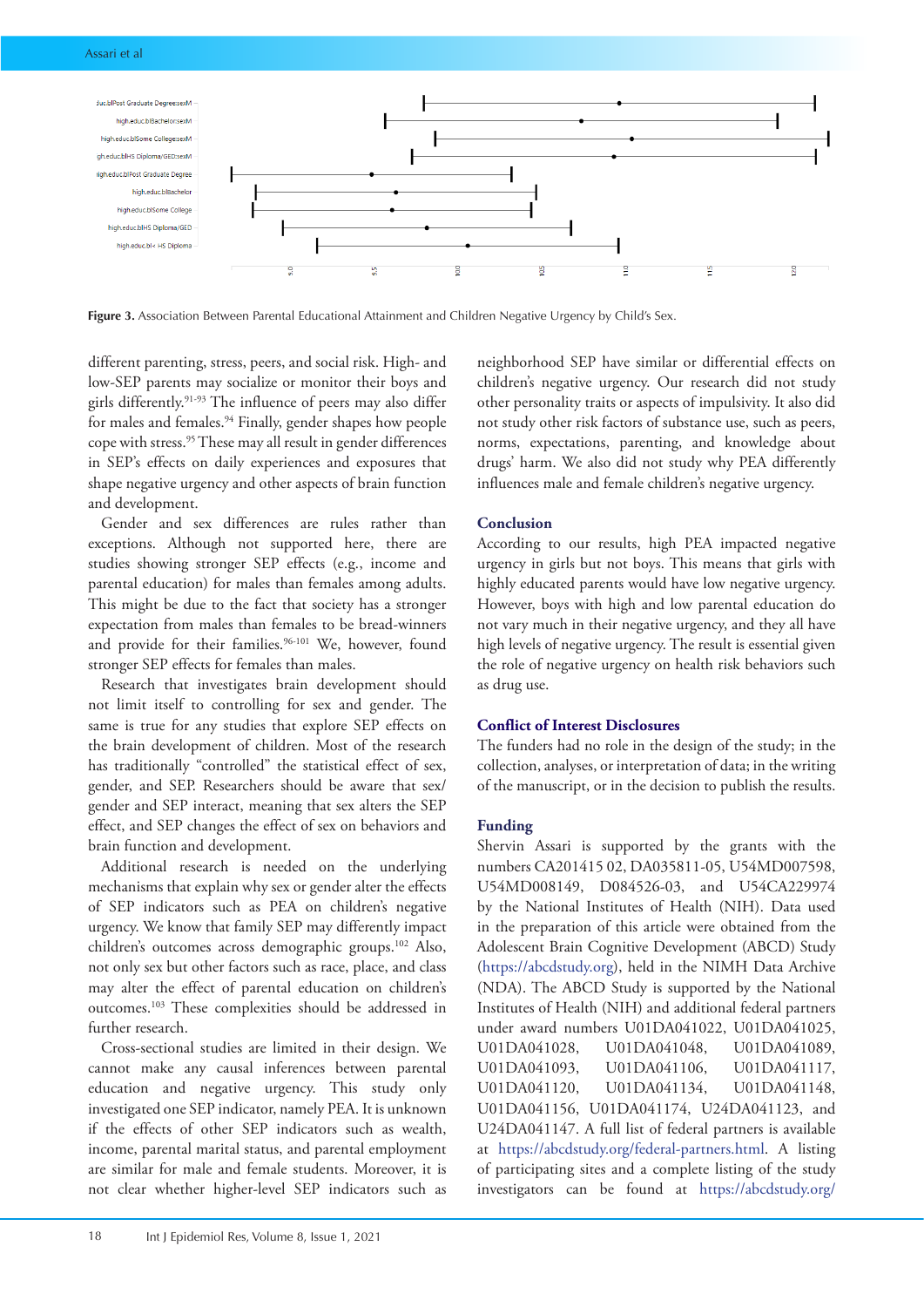Figure 3. Association Between Parental Educational Attainment and Children Negative Urgency by Child's Sex.

different parenting, stress, peers, and social risk. High- and low-SEP parents may socialize or monitor their boys and girls differently.[91-93] The influence of peers may also differ for males and females.[94] Finally, gender shapes how people cope with stress.[95] These may all result in gender differences in SEP's effects on daily experiences and exposures that shape negative urgency and other aspects of brain function and development.

Gender and sex differences are rules rather than exceptions. Although not supported here, there are studies showing stronger SEP effects (e.g., income and parental education) for males than females among adults. This might be due to the fact that society has a stronger expectation from males than females to be bread-winners and provide for their families.[96-101] We, however, found stronger SEP effects for females than males.

Research that investigates brain development should not limit itself to controlling for sex and gender. The same is true for any studies that explore SEP effects on the brain development of children. Most of the research has traditionally "controlled" the statistical effect of sex, gender, and SEP. Researchers should be aware that sex/gender and SEP interact, meaning that sex alters the SEP effect, and SEP changes the effect of sex on behaviors and brain function and development.

Additional research is needed on the underlying mechanisms that explain why sex or gender alter the effects of SEP indicators such as PEA on children's negative urgency. We know that family SEP may differently impact children's outcomes across demographic groups.[102] Also, not only sex but other factors such as race, place, and class may alter the effect of parental education on children's outcomes.[103] These complexities should be addressed in further research.

Cross-sectional studies are limited in their design. We cannot make any causal inferences between parental education and negative urgency. This study only investigated one SEP indicator, namely PEA. It is unknown if the effects of other SEP indicators such as wealth, income, parental marital status, and parental employment are similar for male and female students. Moreover, it is not clear whether higher-level SEP indicators such as neighborhood SEP have similar or differential effects on children's negative urgency. Our research did not study other personality traits or aspects of impulsivity. It also did not study other risk factors of substance use, such as peers, norms, expectations, parenting, and knowledge about drugs' harm. We also did not study why PEA differently influences male and female children's negative urgency.

## Conclusion

According to our results, high PEA impacted negative urgency in girls but not boys. This means that girls with highly educated parents would have low negative urgency. However, boys with high and low parental education do not vary much in their negative urgency, and they all have high levels of negative urgency. The result is essential given the role of negative urgency on health risk behaviors such as drug use.

## Conflict of Interest Disclosures

The funders had no role in the design of the study; in the collection, analyses, or interpretation of data; in the writing of the manuscript, or in the decision to publish the results.

## Funding

Shervin Assari is supported by the grants with the numbers CA201415 02, DA035811-05, U54MD007598, U54MD008149, D084526-03, and U54CA229974 by the National Institutes of Health (NIH). Data used in the preparation of this article were obtained from the Adolescent Brain Cognitive Development (ABCD) Study (https://abcdstudy.org), held in the NIMH Data Archive (NDA). The ABCD Study is supported by the National Institutes of Health (NIH) and additional federal partners under award numbers U01DA041022, U01DA041025, U01DA041028, U01DA041048, U01DA041089, U01DA041093, U01DA041106, U01DA041117, U01DA041120, U01DA041134, U01DA041148, U01DA041156, U01DA041174, U24DA041123, and U24DA041147. A full list of federal partners is available at https://abcdstudy.org/federal-partners.html. A listing of participating sites and a complete listing of the study investigators can be found at https://abcdstudy.org/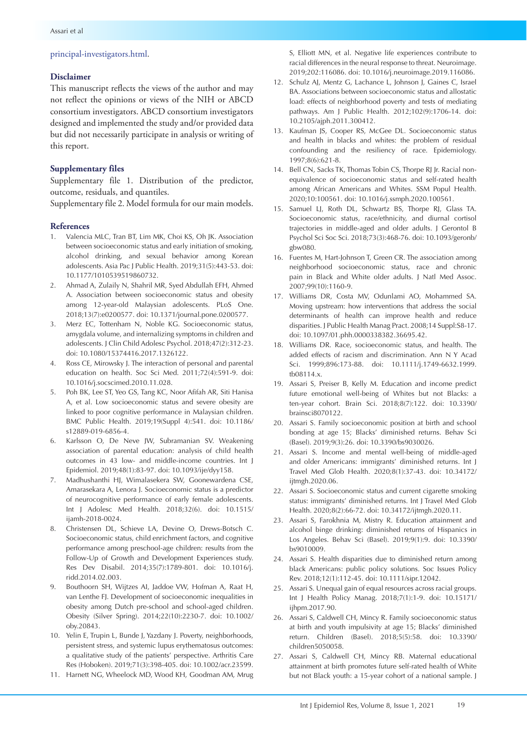principal-investigators.html.

### Disclaimer

This manuscript reflects the views of the author and may not reflect the opinions or views of the NIH or ABCD consortium investigators. ABCD consortium investigators designed and implemented the study and/or provided data but did not necessarily participate in analysis or writing of this report.

### Supplementary files

Supplementary file 1. Distribution of the predictor, outcome, residuals, and quantiles.

Supplementary file 2. Model formula for our main models.

### References

1. Valencia MLC, Tran BT, Lim MK, Choi KS, Oh JK. Association between socioeconomic status and early initiation of smoking, alcohol drinking, and sexual behavior among Korean adolescents. Asia Pac J Public Health. 2019;31(5):443-53. doi: 10.1177/1010539519860732.
2. Ahmad A, Zulaily N, Shahril MR, Syed Abdullah EFH, Ahmed A. Association between socioeconomic status and obesity among 12-year-old Malaysian adolescents. PLoS One. 2018;13(7):e0200577. doi: 10.1371/journal.pone.0200577.
3. Merz EC, Tottenham N, Noble KG. Socioeconomic status, amygdala volume, and internalizing symptoms in children and adolescents. J Clin Child Adolesc Psychol. 2018;47(2):312-23. doi: 10.1080/15374416.2017.1326122.
4. Ross CE, Mirowsky J. The interaction of personal and parental education on health. Soc Sci Med. 2011;72(4):591-9. doi: 10.1016/j.socscimed.2010.11.028.
5. Poh BK, Lee ST, Yeo GS, Tang KC, Noor Afifah AR, Siti Hanisa A, et al. Low socioeconomic status and severe obesity are linked to poor cognitive performance in Malaysian children. BMC Public Health. 2019;19(Suppl 4):541. doi: 10.1186/s12889-019-6856-4.
6. Karlsson O, De Neve JW, Subramanian SV. Weakening association of parental education: analysis of child health outcomes in 43 low- and middle-income countries. Int J Epidemiol. 2019;48(1):83-97. doi: 10.1093/ije/dyy158.
7. Madhushanthi HJ, Wimalasekera SW, Goonewardena CSE, Amarasekara A, Lenora J. Socioeconomic status is a predictor of neurocognitive performance of early female adolescents. Int J Adolesc Med Health. 2018;32(6). doi: 10.1515/ijamh-2018-0024.
8. Christensen DL, Schieve LA, Devine O, Drews-Botsch C. Socioeconomic status, child enrichment factors, and cognitive performance among preschool-age children: results from the Follow-Up of Growth and Development Experiences study. Res Dev Disabil. 2014;35(7):1789-801. doi: 10.1016/j.ridd.2014.02.003.
9. Bouthoorn SH, Wijtzes AI, Jaddoe VW, Hofman A, Raat H, van Lenthe FJ. Development of socioeconomic inequalities in obesity among Dutch pre-school and school-aged children. Obesity (Silver Spring). 2014;22(10):2230-7. doi: 10.1002/oby.20843.
10. Yelin E, Trupin L, Bunde J, Yazdany J. Poverty, neighborhoods, persistent stress, and systemic lupus erythematosus outcomes: a qualitative study of the patients' perspective. Arthritis Care Res (Hoboken). 2019;71(3):398-405. doi: 10.1002/acr.23599.
11. Harnett NG, Wheelock MD, Wood KH, Goodman AM, Mrug S, Elliott MN, et al. Negative life experiences contribute to racial differences in the neural response to threat. Neuroimage. 2019;202:116086. doi: 10.1016/j.neuroimage.2019.116086.
12. Schulz AJ, Mentz G, Lachance L, Johnson J, Gaines C, Israel BA. Associations between socioeconomic status and allostatic load: effects of neighborhood poverty and tests of mediating pathways. Am J Public Health. 2012;102(9):1706-14. doi: 10.2105/ajph.2011.300412.
13. Kaufman JS, Cooper RS, McGee DL. Socioeconomic status and health in blacks and whites: the problem of residual confounding and the resiliency of race. Epidemiology. 1997;8(6):621-8.
14. Bell CN, Sacks TK, Thomas Tobin CS, Thorpe RJ Jr. Racial non-equivalence of socioeconomic status and self-rated health among African Americans and Whites. SSM Popul Health. 2020;10:100561. doi: 10.1016/j.ssmph.2020.100561.
15. Samuel LJ, Roth DL, Schwartz BS, Thorpe RJ, Glass TA. Socioeconomic status, race/ethnicity, and diurnal cortisol trajectories in middle-aged and older adults. J Gerontol B Psychol Sci Soc Sci. 2018;73(3):468-76. doi: 10.1093/geronb/gbw080.
16. Fuentes M, Hart-Johnson T, Green CR. The association among neighborhood socioeconomic status, race and chronic pain in Black and White older adults. J Natl Med Assoc. 2007;99(10):1160-9.
17. Williams DR, Costa MV, Odunlami AO, Mohammed SA. Moving upstream: how interventions that address the social determinants of health can improve health and reduce disparities. J Public Health Manag Pract. 2008;14 Suppl:S8-17. doi: 10.1097/01.phh.0000338382.36695.42.
18. Williams DR. Race, socioeconomic status, and health. The added effects of racism and discrimination. Ann N Y Acad Sci. 1999;896:173-88. doi: 10.1111/j.1749-6632.1999.tb08114.x.
19. Assari S, Preiser B, Kelly M. Education and income predict future emotional well-being of Whites but not Blacks: a ten-year cohort. Brain Sci. 2018;8(7):122. doi: 10.3390/brainsci8070122.
20. Assari S. Family socioeconomic position at birth and school bonding at age 15; Blacks' diminished returns. Behav Sci (Basel). 2019;9(3):26. doi: 10.3390/bs9030026.
21. Assari S. Income and mental well-being of middle-aged and older Americans: immigrants' diminished returns. Int J Travel Med Glob Health. 2020;8(1):37-43. doi: 10.34172/ijtmgh.2020.06.
22. Assari S. Socioeconomic status and current cigarette smoking status: immigrants' diminished returns. Int J Travel Med Glob Health. 2020;8(2):66-72. doi: 10.34172/ijtmgh.2020.11.
23. Assari S, Farokhnia M, Mistry R. Education attainment and alcohol binge drinking: diminished returns of Hispanics in Los Angeles. Behav Sci (Basel). 2019;9(1):9. doi: 10.3390/bs9010009.
24. Assari S. Health disparities due to diminished return among black Americans: public policy solutions. Soc Issues Policy Rev. 2018;12(1):112-45. doi: 10.1111/sipr.12042.
25. Assari S. Unequal gain of equal resources across racial groups. Int J Health Policy Manag. 2018;7(1):1-9. doi: 10.15171/ijhpm.2017.90.
26. Assari S, Caldwell CH, Mincy R. Family socioeconomic status at birth and youth impulsivity at age 15; Blacks' diminished return. Children (Basel). 2018;5(5):58. doi: 10.3390/children5050058.
27. Assari S, Caldwell CH, Mincy RB. Maternal educational attainment at birth promotes future self-rated health of White but not Black youth: a 15-year cohort of a national sample. J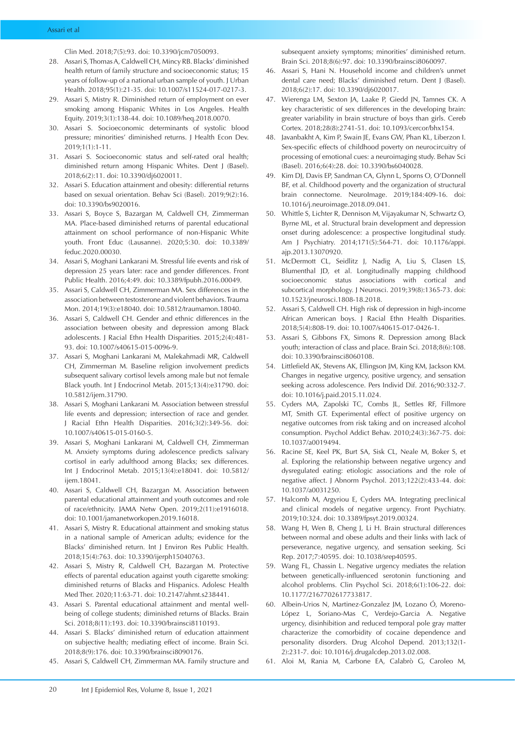Clin Med. 2018;7(5):93. doi: 10.3390/jcm7050093.

28. Assari S, Thomas A, Caldwell CH, Mincy RB. Blacks' diminished health return of family structure and socioeconomic status; 15 years of follow-up of a national urban sample of youth. J Urban Health. 2018;95(1):21-35. doi: 10.1007/s11524-017-0217-3.
29. Assari S, Mistry R. Diminished return of employment on ever smoking among Hispanic Whites in Los Angeles. Health Equity. 2019;3(1):138-44. doi: 10.1089/heq.2018.0070.
30. Assari S. Socioeconomic determinants of systolic blood pressure; minorities' diminished returns. J Health Econ Dev. 2019;1(1):1-11.
31. Assari S. Socioeconomic status and self-rated oral health; diminished return among Hispanic Whites. Dent J (Basel). 2018;6(2):11. doi: 10.3390/dj6020011.
32. Assari S. Education attainment and obesity: differential returns based on sexual orientation. Behav Sci (Basel). 2019;9(2):16. doi: 10.3390/bs9020016.
33. Assari S, Boyce S, Bazargan M, Caldwell CH, Zimmerman MA. Place-based diminished returns of parental educational attainment on school performance of non-Hispanic White youth. Front Educ (Lausanne). 2020;5:30. doi: 10.3389/feduc.2020.00030.
34. Assari S, Moghani Lankarani M. Stressful life events and risk of depression 25 years later: race and gender differences. Front Public Health. 2016;4:49. doi: 10.3389/fpubh.2016.00049.
35. Assari S, Caldwell CH, Zimmerman MA. Sex differences in the association between testosterone and violent behaviors. Trauma Mon. 2014;19(3):e18040. doi: 10.5812/traumamon.18040.
36. Assari S, Caldwell CH. Gender and ethnic differences in the association between obesity and depression among Black adolescents. J Racial Ethn Health Disparities. 2015;2(4):481-93. doi: 10.1007/s40615-015-0096-9.
37. Assari S, Moghani Lankarani M, Malekahmadi MR, Caldwell CH, Zimmerman M. Baseline religion involvement predicts subsequent salivary cortisol levels among male but not female Black youth. Int J Endocrinol Metab. 2015;13(4):e31790. doi: 10.5812/ijem.31790.
38. Assari S, Moghani Lankarani M. Association between stressful life events and depression; intersection of race and gender. J Racial Ethn Health Disparities. 2016;3(2):349-56. doi: 10.1007/s40615-015-0160-5.
39. Assari S, Moghani Lankarani M, Caldwell CH, Zimmerman M. Anxiety symptoms during adolescence predicts salivary cortisol in early adulthood among Blacks; sex differences. Int J Endocrinol Metab. 2015;13(4):e18041. doi: 10.5812/ijem.18041.
40. Assari S, Caldwell CH, Bazargan M. Association between parental educational attainment and youth outcomes and role of race/ethnicity. JAMA Netw Open. 2019;2(11):e1916018. doi: 10.1001/jamanetworkopen.2019.16018.
41. Assari S, Mistry R. Educational attainment and smoking status in a national sample of American adults; evidence for the Blacks' diminished return. Int J Environ Res Public Health. 2018;15(4):763. doi: 10.3390/ijerph15040763.
42. Assari S, Mistry R, Caldwell CH, Bazargan M. Protective effects of parental education against youth cigarette smoking: diminished returns of Blacks and Hispanics. Adolesc Health Med Ther. 2020;11:63-71. doi: 10.2147/ahmt.s238441.
43. Assari S. Parental educational attainment and mental well-being of college students; diminished returns of Blacks. Brain Sci. 2018;8(11):193. doi: 10.3390/brainsci8110193.
44. Assari S. Blacks' diminished return of education attainment on subjective health; mediating effect of income. Brain Sci. 2018;8(9):176. doi: 10.3390/brainsci8090176.
45. Assari S, Caldwell CH, Zimmerman MA. Family structure and subsequent anxiety symptoms; minorities' diminished return. Brain Sci. 2018;8(6):97. doi: 10.3390/brainsci8060097.
46. Assari S, Hani N. Household income and children's unmet dental care need; Blacks' diminished return. Dent J (Basel). 2018;6(2):17. doi: 10.3390/dj6020017.
47. Wierenga LM, Sexton JA, Laake P, Giedd JN, Tamnes CK. A key characteristic of sex differences in the developing brain: greater variability in brain structure of boys than girls. Cereb Cortex. 2018;28(8):2741-51. doi: 10.1093/cercor/bhx154.
48. Javanbakht A, Kim P, Swain JE, Evans GW, Phan KL, Liberzon I. Sex-specific effects of childhood poverty on neurocircuitry of processing of emotional cues: a neuroimaging study. Behav Sci (Basel). 2016;6(4):28. doi: 10.3390/bs6040028.
49. Kim DJ, Davis EP, Sandman CA, Glynn L, Sporns O, O'Donnell BF, et al. Childhood poverty and the organization of structural brain connectome. NeuroImage. 2019;184:409-16. doi: 10.1016/j.neuroimage.2018.09.041.
50. Whittle S, Lichter R, Dennison M, Vijayakumar N, Schwartz O, Byrne ML, et al. Structural brain development and depression onset during adolescence: a prospective longitudinal study. Am J Psychiatry. 2014;171(5):564-71. doi: 10.1176/appi.ajp.2013.13070920.
51. McDermott CL, Seidlitz J, Nadig A, Liu S, Clasen LS, Blumenthal JD, et al. Longitudinally mapping childhood socioeconomic status associations with cortical and subcortical morphology. J Neurosci. 2019;39(8):1365-73. doi: 10.1523/jneurosci.1808-18.2018.
52. Assari S, Caldwell CH. High risk of depression in high-income African American boys. J Racial Ethn Health Disparities. 2018;5(4):808-19. doi: 10.1007/s40615-017-0426-1.
53. Assari S, Gibbons FX, Simons R. Depression among Black youth; interaction of class and place. Brain Sci. 2018;8(6):108. doi: 10.3390/brainsci8060108.
54. Littlefield AK, Stevens AK, Ellingson JM, King KM, Jackson KM. Changes in negative urgency, positive urgency, and sensation seeking across adolescence. Pers Individ Dif. 2016;90:332-7. doi: 10.1016/j.paid.2015.11.024.
55. Cyders MA, Zapolski TC, Combs JL, Settles RF, Fillmore MT, Smith GT. Experimental effect of positive urgency on negative outcomes from risk taking and on increased alcohol consumption. Psychol Addict Behav. 2010;24(3):367-75. doi: 10.1037/a0019494.
56. Racine SE, Keel PK, Burt SA, Sisk CL, Neale M, Boker S, et al. Exploring the relationship between negative urgency and dysregulated eating: etiologic associations and the role of negative affect. J Abnorm Psychol. 2013;122(2):433-44. doi: 10.1037/a0031250.
57. Halcomb M, Argyriou E, Cyders MA. Integrating preclinical and clinical models of negative urgency. Front Psychiatry. 2019;10:324. doi: 10.3389/fpsyt.2019.00324.
58. Wang H, Wen B, Cheng J, Li H. Brain structural differences between normal and obese adults and their links with lack of perseverance, negative urgency, and sensation seeking. Sci Rep. 2017;7:40595. doi: 10.1038/srep40595.
59. Wang FL, Chassin L. Negative urgency mediates the relation between genetically-influenced serotonin functioning and alcohol problems. Clin Psychol Sci. 2018;6(1):106-22. doi: 10.1177/2167702617733817.
60. Albein-Urios N, Martinez-Gonzalez JM, Lozano Ó, Moreno-López L, Soriano-Mas C, Verdejo-Garcia A. Negative urgency, disinhibition and reduced temporal pole gray matter characterize the comorbidity of cocaine dependence and personality disorders. Drug Alcohol Depend. 2013;132(1-2):231-7. doi: 10.1016/j.drugalcdep.2013.02.008.
61. Aloi M, Rania M, Carbone EA, Calabrò G, Caroleo M,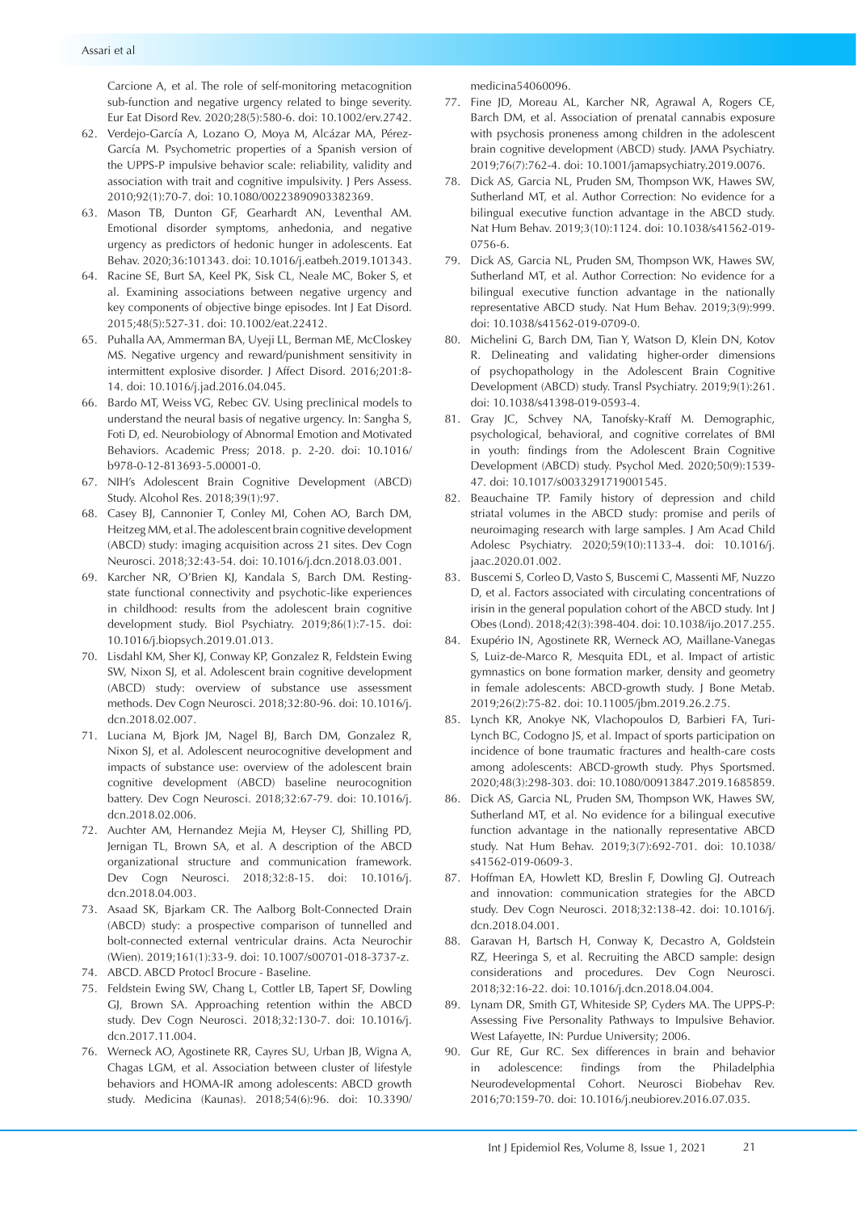Carcione A, et al. The role of self-monitoring metacognition sub-function and negative urgency related to binge severity. Eur Eat Disord Rev. 2020;28(5):580-6. doi: 10.1002/erv.2742.

62. Verdejo-García A, Lozano O, Moya M, Alcázar MA, Pérez-García M. Psychometric properties of a Spanish version of the UPPS-P impulsive behavior scale: reliability, validity and association with trait and cognitive impulsivity. J Pers Assess. 2010;92(1):70-7. doi: 10.1080/00223890903382369.
63. Mason TB, Dunton GF, Gearhardt AN, Leventhal AM. Emotional disorder symptoms, anhedonia, and negative urgency as predictors of hedonic hunger in adolescents. Eat Behav. 2020;36:101343. doi: 10.1016/j.eatbeh.2019.101343.
64. Racine SE, Burt SA, Keel PK, Sisk CL, Neale MC, Boker S, et al. Examining associations between negative urgency and key components of objective binge episodes. Int J Eat Disord. 2015;48(5):527-31. doi: 10.1002/eat.22412.
65. Puhalla AA, Ammerman BA, Uyeji LL, Berman ME, McCloskey MS. Negative urgency and reward/punishment sensitivity in intermittent explosive disorder. J Affect Disord. 2016;201:8-14. doi: 10.1016/j.jad.2016.04.045.
66. Bardo MT, Weiss VG, Rebec GV. Using preclinical models to understand the neural basis of negative urgency. In: Sangha S, Foti D, ed. Neurobiology of Abnormal Emotion and Motivated Behaviors. Academic Press; 2018. p. 2-20. doi: 10.1016/b978-0-12-813693-5.00001-0.
67. NIH's Adolescent Brain Cognitive Development (ABCD) Study. Alcohol Res. 2018;39(1):97.
68. Casey BJ, Cannonier T, Conley MI, Cohen AO, Barch DM, Heitzeg MM, et al. The adolescent brain cognitive development (ABCD) study: imaging acquisition across 21 sites. Dev Cogn Neurosci. 2018;32:43-54. doi: 10.1016/j.dcn.2018.03.001.
69. Karcher NR, O'Brien KJ, Kandala S, Barch DM. Resting-state functional connectivity and psychotic-like experiences in childhood: results from the adolescent brain cognitive development study. Biol Psychiatry. 2019;86(1):7-15. doi: 10.1016/j.biopsych.2019.01.013.
70. Lisdahl KM, Sher KJ, Conway KP, Gonzalez R, Feldstein Ewing SW, Nixon SJ, et al. Adolescent brain cognitive development (ABCD) study: overview of substance use assessment methods. Dev Cogn Neurosci. 2018;32:80-96. doi: 10.1016/j.dcn.2018.02.007.
71. Luciana M, Bjork JM, Nagel BJ, Barch DM, Gonzalez R, Nixon SJ, et al. Adolescent neurocognitive development and impacts of substance use: overview of the adolescent brain cognitive development (ABCD) baseline neurocognition battery. Dev Cogn Neurosci. 2018;32:67-79. doi: 10.1016/j.dcn.2018.02.006.
72. Auchter AM, Hernandez Mejia M, Heyser CJ, Shilling PD, Jernigan TL, Brown SA, et al. A description of the ABCD organizational structure and communication framework. Dev Cogn Neurosci. 2018;32:8-15. doi: 10.1016/j.dcn.2018.04.003.
73. Asaad SK, Bjarkam CR. The Aalborg Bolt-Connected Drain (ABCD) study: a prospective comparison of tunnelled and bolt-connected external ventricular drains. Acta Neurochir (Wien). 2019;161(1):33-9. doi: 10.1007/s00701-018-3737-z.
74. ABCD. ABCD Protocl Brocure - Baseline.
75. Feldstein Ewing SW, Chang L, Cottler LB, Tapert SF, Dowling GJ, Brown SA. Approaching retention within the ABCD study. Dev Cogn Neurosci. 2018;32:130-7. doi: 10.1016/j.dcn.2017.11.004.
76. Werneck AO, Agostinete RR, Cayres SU, Urban JB, Wigna A, Chagas LGM, et al. Association between cluster of lifestyle behaviors and HOMA-IR among adolescents: ABCD growth study. Medicina (Kaunas). 2018;54(6):96. doi: 10.3390/medicina54060096.
77. Fine JD, Moreau AL, Karcher NR, Agrawal A, Rogers CE, Barch DM, et al. Association of prenatal cannabis exposure with psychosis proneness among children in the adolescent brain cognitive development (ABCD) study. JAMA Psychiatry. 2019;76(7):762-4. doi: 10.1001/jamapsychiatry.2019.0076.
78. Dick AS, Garcia NL, Pruden SM, Thompson WK, Hawes SW, Sutherland MT, et al. Author Correction: No evidence for a bilingual executive function advantage in the ABCD study. Nat Hum Behav. 2019;3(10):1124. doi: 10.1038/s41562-019-0756-6.
79. Dick AS, Garcia NL, Pruden SM, Thompson WK, Hawes SW, Sutherland MT, et al. Author Correction: No evidence for a bilingual executive function advantage in the nationally representative ABCD study. Nat Hum Behav. 2019;3(9):999. doi: 10.1038/s41562-019-0709-0.
80. Michelini G, Barch DM, Tian Y, Watson D, Klein DN, Kotov R. Delineating and validating higher-order dimensions of psychopathology in the Adolescent Brain Cognitive Development (ABCD) study. Transl Psychiatry. 2019;9(1):261. doi: 10.1038/s41398-019-0593-4.
81. Gray JC, Schvey NA, Tanofsky-Kraff M. Demographic, psychological, behavioral, and cognitive correlates of BMI in youth: findings from the Adolescent Brain Cognitive Development (ABCD) study. Psychol Med. 2020;50(9):1539-47. doi: 10.1017/s0033291719001545.
82. Beauchaine TP. Family history of depression and child striatal volumes in the ABCD study: promise and perils of neuroimaging research with large samples. J Am Acad Child Adolesc Psychiatry. 2020;59(10):1133-4. doi: 10.1016/j.jaac.2020.01.002.
83. Buscemi S, Corleo D, Vasto S, Buscemi C, Massenti MF, Nuzzo D, et al. Factors associated with circulating concentrations of irisin in the general population cohort of the ABCD study. Int J Obes (Lond). 2018;42(3):398-404. doi: 10.1038/ijo.2017.255.
84. Exupério IN, Agostinete RR, Werneck AO, Maillane-Vanegas S, Luiz-de-Marco R, Mesquita EDL, et al. Impact of artistic gymnastics on bone formation marker, density and geometry in female adolescents: ABCD-growth study. J Bone Metab. 2019;26(2):75-82. doi: 10.11005/jbm.2019.26.2.75.
85. Lynch KR, Anokye NK, Vlachopoulos D, Barbieri FA, Turi-Lynch BC, Codogno JS, et al. Impact of sports participation on incidence of bone traumatic fractures and health-care costs among adolescents: ABCD-growth study. Phys Sportsmed. 2020;48(3):298-303. doi: 10.1080/00913847.2019.1685859.
86. Dick AS, Garcia NL, Pruden SM, Thompson WK, Hawes SW, Sutherland MT, et al. No evidence for a bilingual executive function advantage in the nationally representative ABCD study. Nat Hum Behav. 2019;3(7):692-701. doi: 10.1038/s41562-019-0609-3.
87. Hoffman EA, Howlett KD, Breslin F, Dowling GJ. Outreach and innovation: communication strategies for the ABCD study. Dev Cogn Neurosci. 2018;32:138-42. doi: 10.1016/j.dcn.2018.04.001.
88. Garavan H, Bartsch H, Conway K, Decastro A, Goldstein RZ, Heeringa S, et al. Recruiting the ABCD sample: design considerations and procedures. Dev Cogn Neurosci. 2018;32:16-22. doi: 10.1016/j.dcn.2018.04.004.
89. Lynam DR, Smith GT, Whiteside SP, Cyders MA. The UPPS-P: Assessing Five Personality Pathways to Impulsive Behavior. West Lafayette, IN: Purdue University; 2006.
90. Gur RE, Gur RC. Sex differences in brain and behavior in adolescence: findings from the Philadelphia Neurodevelopmental Cohort. Neurosci Biobehav Rev. 2016;70:159-70. doi: 10.1016/j.neubiorev.2016.07.035.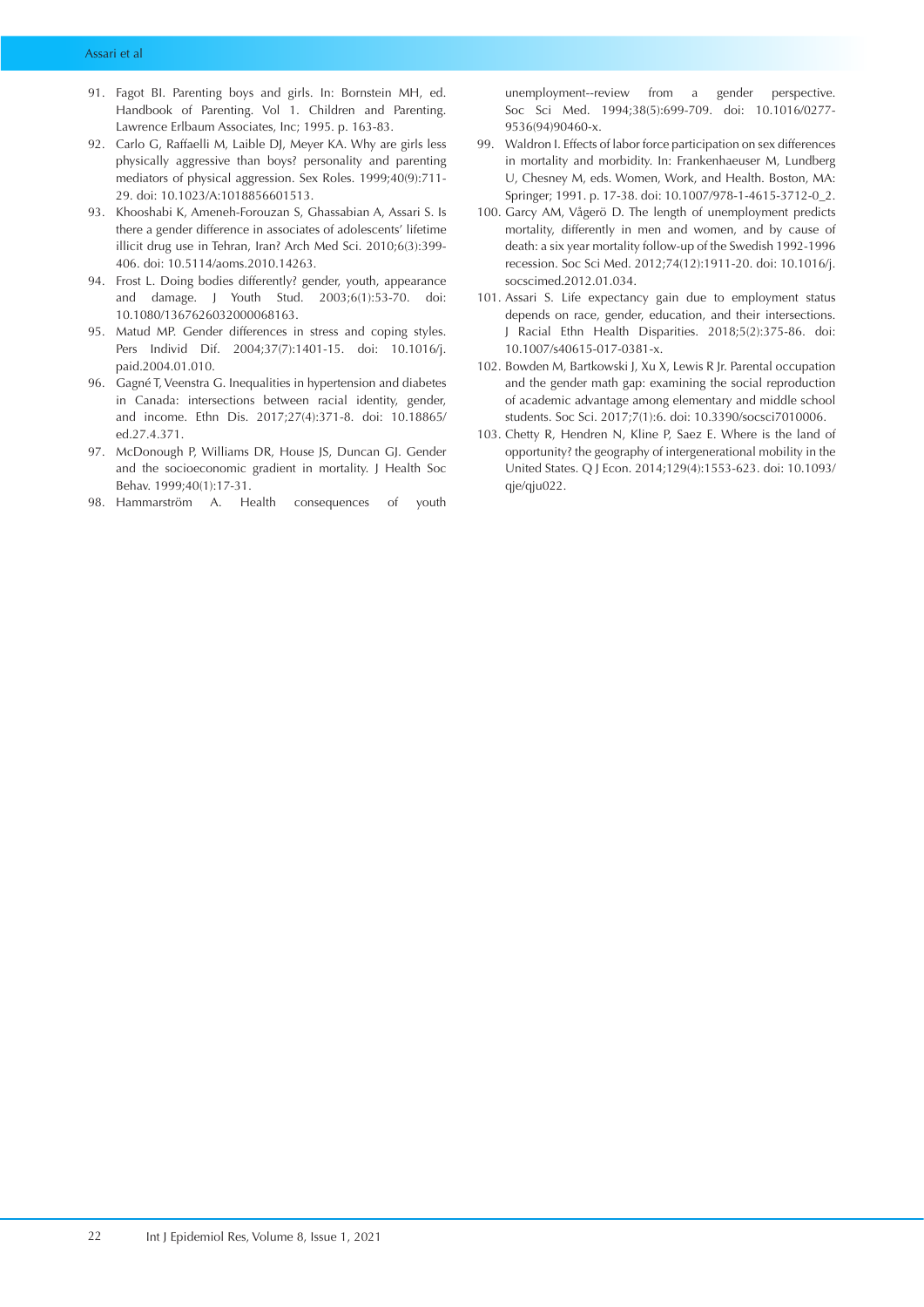91. Fagot BI. Parenting boys and girls. In: Bornstein MH, ed. Handbook of Parenting. Vol 1. Children and Parenting. Lawrence Erlbaum Associates, Inc; 1995. p. 163-83.
92. Carlo G, Raffaelli M, Laible DJ, Meyer KA. Why are girls less physically aggressive than boys? personality and parenting mediators of physical aggression. Sex Roles. 1999;40(9):711-29. doi: 10.1023/A:1018856601513.
93. Khooshabi K, Ameneh-Forouzan S, Ghassabian A, Assari S. Is there a gender difference in associates of adolescents' lifetime illicit drug use in Tehran, Iran? Arch Med Sci. 2010;6(3):399-406. doi: 10.5114/aoms.2010.14263.
94. Frost L. Doing bodies differently? gender, youth, appearance and damage. J Youth Stud. 2003;6(1):53-70. doi: 10.1080/1367626032000068163.
95. Matud MP. Gender differences in stress and coping styles. Pers Individ Dif. 2004;37(7):1401-15. doi: 10.1016/j.paid.2004.01.010.
96. Gagné T, Veenstra G. Inequalities in hypertension and diabetes in Canada: intersections between racial identity, gender, and income. Ethn Dis. 2017;27(4):371-8. doi: 10.18865/ed.27.4.371.
97. McDonough P, Williams DR, House JS, Duncan GJ. Gender and the socioeconomic gradient in mortality. J Health Soc Behav. 1999;40(1):17-31.
98. Hammarström A. Health consequences of youth unemployment--review from a gender perspective. Soc Sci Med. 1994;38(5):699-709. doi: 10.1016/0277-9536(94)90460-x.
99. Waldron I. Effects of labor force participation on sex differences in mortality and morbidity. In: Frankenhaeuser M, Lundberg U, Chesney M, eds. Women, Work, and Health. Boston, MA: Springer; 1991. p. 17-38. doi: 10.1007/978-1-4615-3712-0_2.
100. Garcy AM, Vågerö D. The length of unemployment predicts mortality, differently in men and women, and by cause of death: a six year mortality follow-up of the Swedish 1992-1996 recession. Soc Sci Med. 2012;74(12):1911-20. doi: 10.1016/j.socscimed.2012.01.034.
101. Assari S. Life expectancy gain due to employment status depends on race, gender, education, and their intersections. J Racial Ethn Health Disparities. 2018;5(2):375-86. doi: 10.1007/s40615-017-0381-x.
102. Bowden M, Bartkowski J, Xu X, Lewis R Jr. Parental occupation and the gender math gap: examining the social reproduction of academic advantage among elementary and middle school students. Soc Sci. 2017;7(1):6. doi: 10.3390/socsci7010006.
103. Chetty R, Hendren N, Kline P, Saez E. Where is the land of opportunity? the geography of intergenerational mobility in the United States. Q J Econ. 2014;129(4):1553-623. doi: 10.1093/qje/qju022.